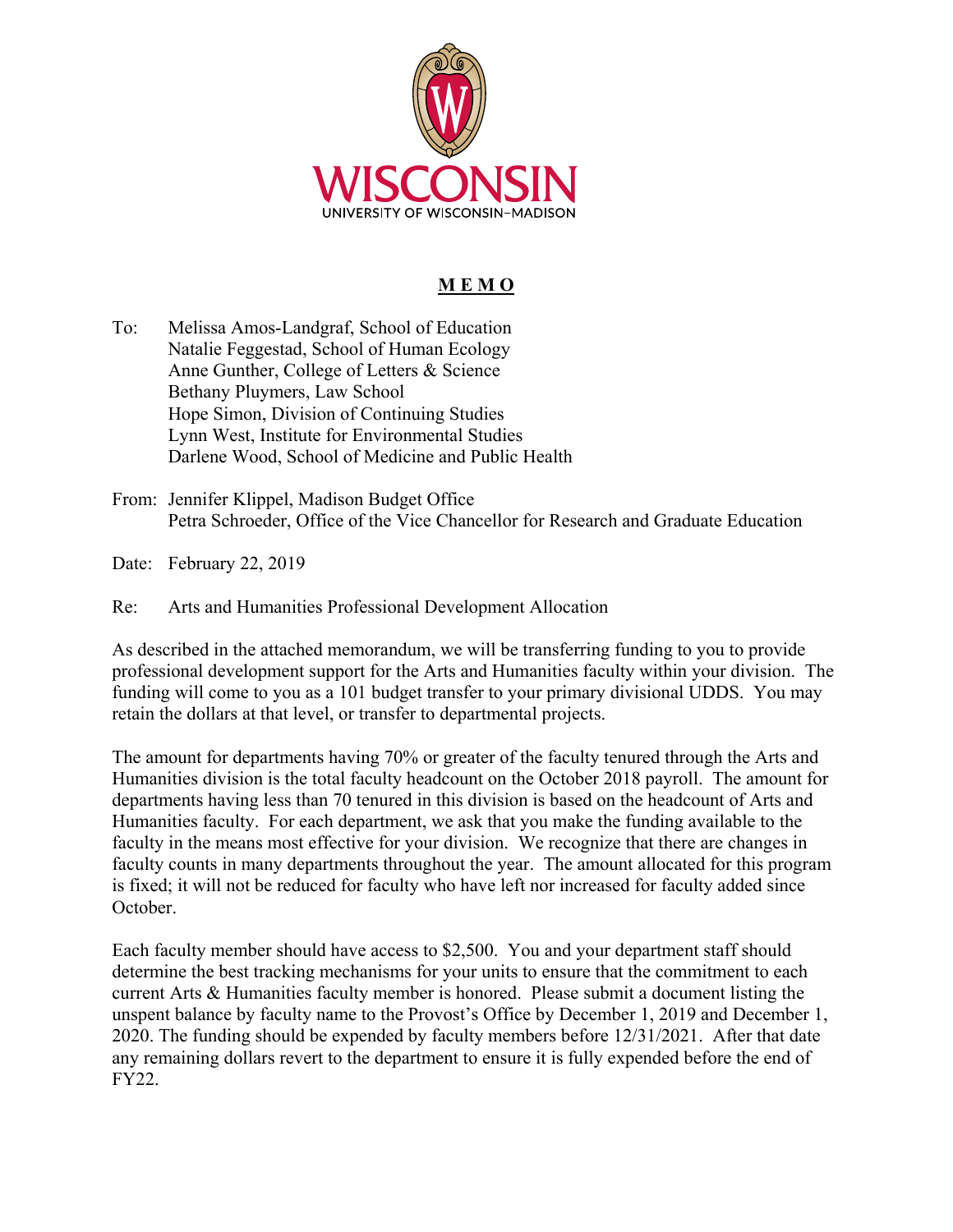WISCONSIN

UNIVERSITY OF WISCONSIN–MADISON

# **M E M O**

To: Melissa Amos-Landgraf, School of Education
Natalie Feggestad, School of Human Ecology
Anne Gunther, College of Letters & Science
Bethany Pluymers, Law School
Hope Simon, Division of Continuing Studies
Lynn West, Institute for Environmental Studies
Darlene Wood, School of Medicine and Public Health

From: Jennifer Klippel, Madison Budget Office
Petra Schroeder, Office of the Vice Chancellor for Research and Graduate Education

Date: February 22, 2019

Re: Arts and Humanities Professional Development Allocation

As described in the attached memorandum, we will be transferring funding to you to provide professional development support for the Arts and Humanities faculty within your division. The funding will come to you as a 101 budget transfer to your primary divisional UDDS. You may retain the dollars at that level, or transfer to departmental projects.

The amount for departments having 70% or greater of the faculty tenured through the Arts and Humanities division is the total faculty headcount on the October 2018 payroll. The amount for departments having less than 70 tenured in this division is based on the headcount of Arts and Humanities faculty. For each department, we ask that you make the funding available to the faculty in the means most effective for your division. We recognize that there are changes in faculty counts in many departments throughout the year. The amount allocated for this program is fixed; it will not be reduced for faculty who have left nor increased for faculty added since October.

Each faculty member should have access to $2,500. You and your department staff should determine the best tracking mechanisms for your units to ensure that the commitment to each current Arts & Humanities faculty member is honored. Please submit a document listing the unspent balance by faculty name to the Provost's Office by December 1, 2019 and December 1, 2020. The funding should be expended by faculty members before 12/31/2021. After that date any remaining dollars revert to the department to ensure it is fully expended before the end of FY22.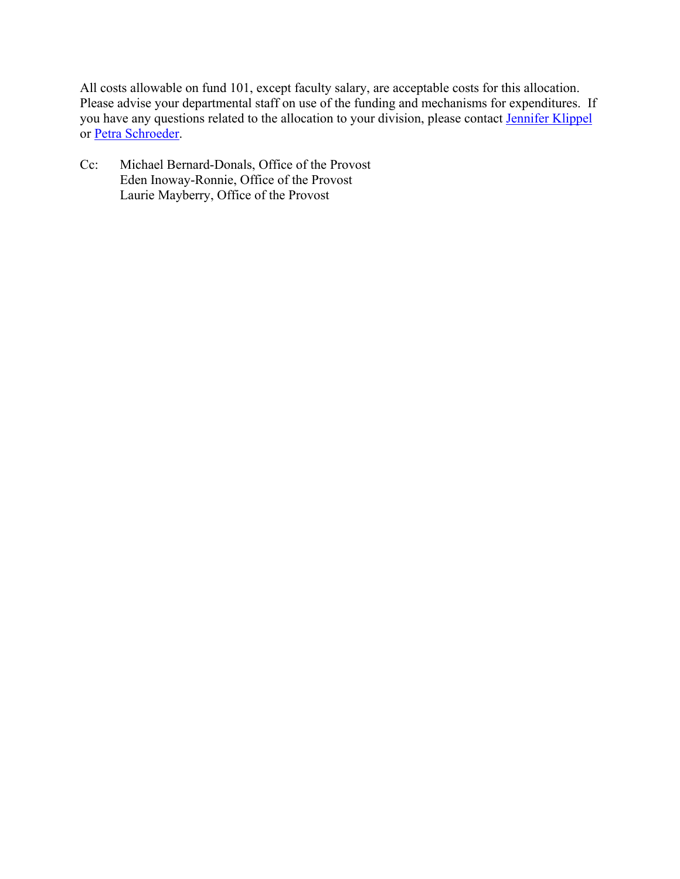All costs allowable on fund 101, except faculty salary, are acceptable costs for this allocation. Please advise your departmental staff on use of the funding and mechanisms for expenditures. If you have any questions related to the allocation to your division, please contact Jennifer Klippel or Petra Schroeder.

Cc: Michael Bernard-Donals, Office of the Provost
Eden Inoway-Ronnie, Office of the Provost
Laurie Mayberry, Office of the Provost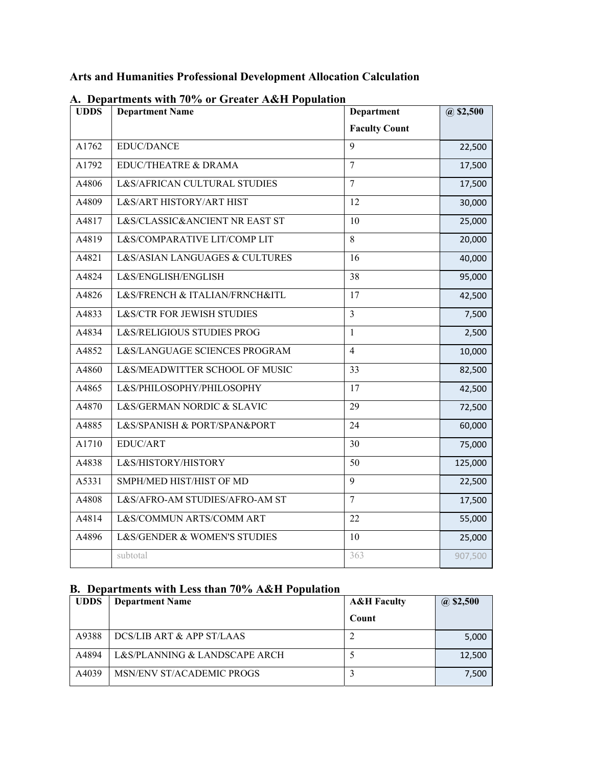## Arts and Humanities Professional Development Allocation Calculation

### A. Departments with 70% or Greater A&H Population

| UDDS | Department Name | Department Faculty Count | @ $2,500 |
|---|---|---|---|
| A1762 | EDUC/DANCE | 9 | 22,500 |
| A1792 | EDUC/THEATRE & DRAMA | 7 | 17,500 |
| A4806 | L&S/AFRICAN CULTURAL STUDIES | 7 | 17,500 |
| A4809 | L&S/ART HISTORY/ART HIST | 12 | 30,000 |
| A4817 | L&S/CLASSIC&ANCIENT NR EAST ST | 10 | 25,000 |
| A4819 | L&S/COMPARATIVE LIT/COMP LIT | 8 | 20,000 |
| A4821 | L&S/ASIAN LANGUAGES & CULTURES | 16 | 40,000 |
| A4824 | L&S/ENGLISH/ENGLISH | 38 | 95,000 |
| A4826 | L&S/FRENCH & ITALIAN/FRNCH&ITL | 17 | 42,500 |
| A4833 | L&S/CTR FOR JEWISH STUDIES | 3 | 7,500 |
| A4834 | L&S/RELIGIOUS STUDIES PROG | 1 | 2,500 |
| A4852 | L&S/LANGUAGE SCIENCES PROGRAM | 4 | 10,000 |
| A4860 | L&S/MEADWITTER SCHOOL OF MUSIC | 33 | 82,500 |
| A4865 | L&S/PHILOSOPHY/PHILOSOPHY | 17 | 42,500 |
| A4870 | L&S/GERMAN NORDIC & SLAVIC | 29 | 72,500 |
| A4885 | L&S/SPANISH & PORT/SPAN&PORT | 24 | 60,000 |
| A1710 | EDUC/ART | 30 | 75,000 |
| A4838 | L&S/HISTORY/HISTORY | 50 | 125,000 |
| A5331 | SMPH/MED HIST/HIST OF MD | 9 | 22,500 |
| A4808 | L&S/AFRO-AM STUDIES/AFRO-AM ST | 7 | 17,500 |
| A4814 | L&S/COMMUN ARTS/COMM ART | 22 | 55,000 |
| A4896 | L&S/GENDER & WOMEN'S STUDIES | 10 | 25,000 |
| | subtotal | 363 | 907,500 |

### B. Departments with Less than 70% A&H Population

| UDDS | Department Name | A&H Faculty Count | @ $2,500 |
|---|---|---|---|
| A9388 | DCS/LIB ART & APP ST/LAAS | 2 | 5,000 |
| A4894 | L&S/PLANNING & LANDSCAPE ARCH | 5 | 12,500 |
| A4039 | MSN/ENV ST/ACADEMIC PROGS | 3 | 7,500 |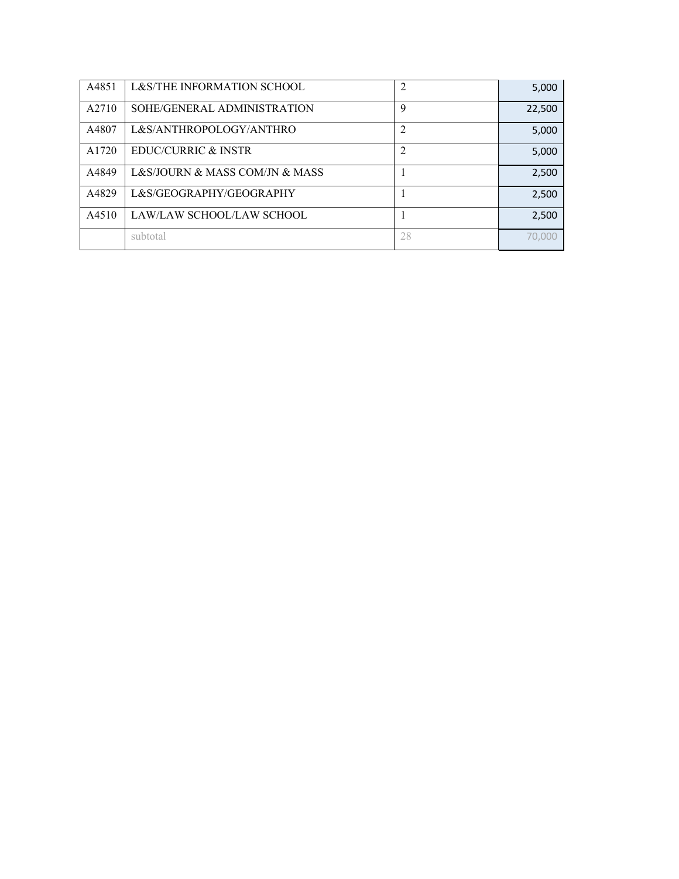| | | | |
|---|---|---|---|
| A4851 | L&S/THE INFORMATION SCHOOL | 2 | 5,000 |
| A2710 | SOHE/GENERAL ADMINISTRATION | 9 | 22,500 |
| A4807 | L&S/ANTHROPOLOGY/ANTHRO | 2 | 5,000 |
| A1720 | EDUC/CURRIC & INSTR | 2 | 5,000 |
| A4849 | L&S/JOURN & MASS COM/JN & MASS | 1 | 2,500 |
| A4829 | L&S/GEOGRAPHY/GEOGRAPHY | 1 | 2,500 |
| A4510 | LAW/LAW SCHOOL/LAW SCHOOL | 1 | 2,500 |
| | subtotal | 28 | 70,000 |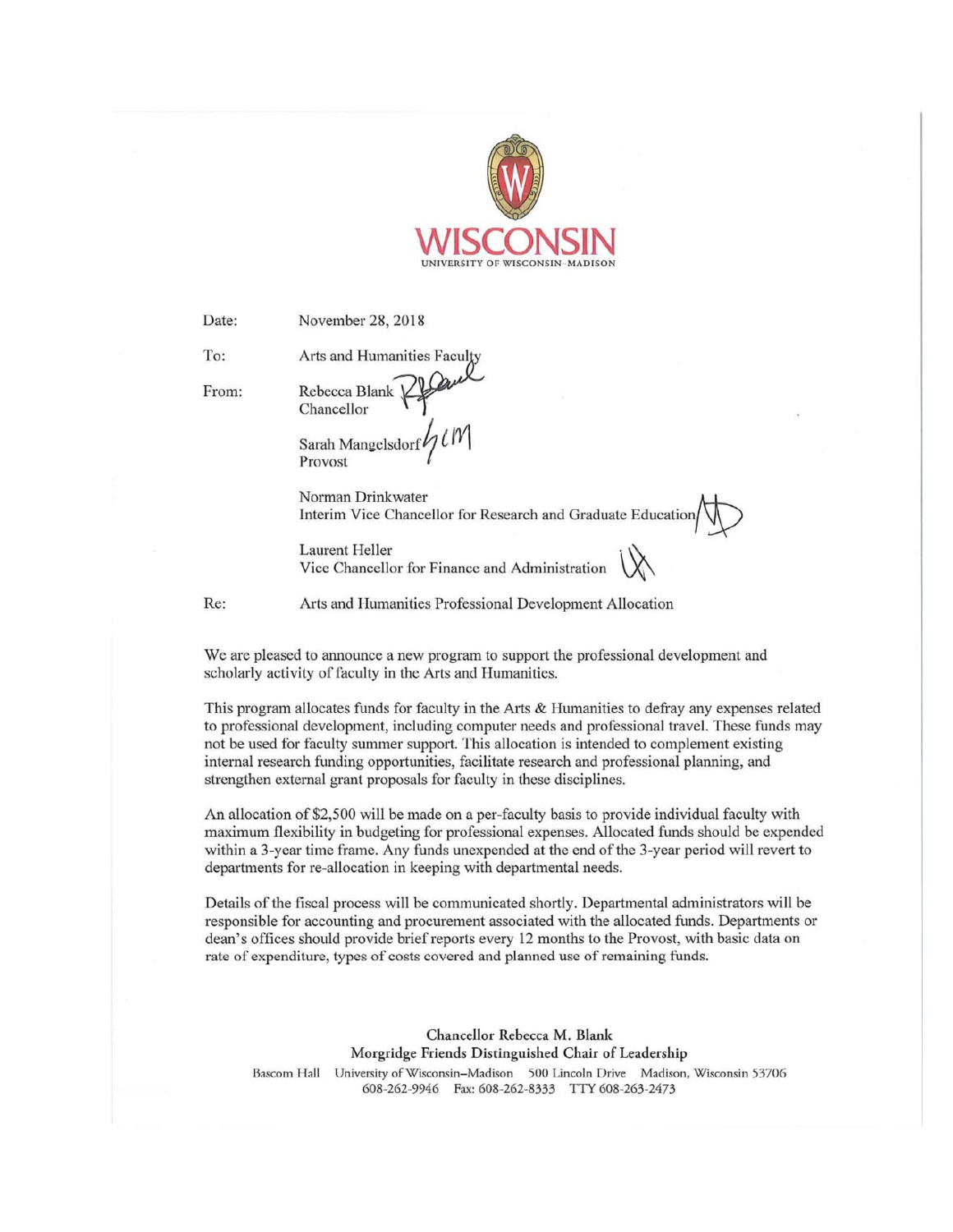**WISCONSIN**
UNIVERSITY OF WISCONSIN–MADISON

Date: November 28, 2018

To: Arts and Humanities Faculty

From: Rebecca Blank
Chancellor

Sarah Mangelsdorf
Provost

Norman Drinkwater
Interim Vice Chancellor for Research and Graduate Education

Laurent Heller
Vice Chancellor for Finance and Administration

Re: Arts and Humanities Professional Development Allocation

We are pleased to announce a new program to support the professional development and scholarly activity of faculty in the Arts and Humanities.

This program allocates funds for faculty in the Arts & Humanities to defray any expenses related to professional development, including computer needs and professional travel. These funds may not be used for faculty summer support. This allocation is intended to complement existing internal research funding opportunities, facilitate research and professional planning, and strengthen external grant proposals for faculty in these disciplines.

An allocation of $2,500 will be made on a per-faculty basis to provide individual faculty with maximum flexibility in budgeting for professional expenses. Allocated funds should be expended within a 3-year time frame. Any funds unexpended at the end of the 3-year period will revert to departments for re-allocation in keeping with departmental needs.

Details of the fiscal process will be communicated shortly. Departmental administrators will be responsible for accounting and procurement associated with the allocated funds. Departments or dean's offices should provide brief reports every 12 months to the Provost, with basic data on rate of expenditure, types of costs covered and planned use of remaining funds.

Chancellor Rebecca M. Blank
Morgridge Friends Distinguished Chair of Leadership
Bascom Hall University of Wisconsin–Madison 500 Lincoln Drive Madison, Wisconsin 53706
608-262-9946 Fax: 608-262-8333 TTY 608-263-2473